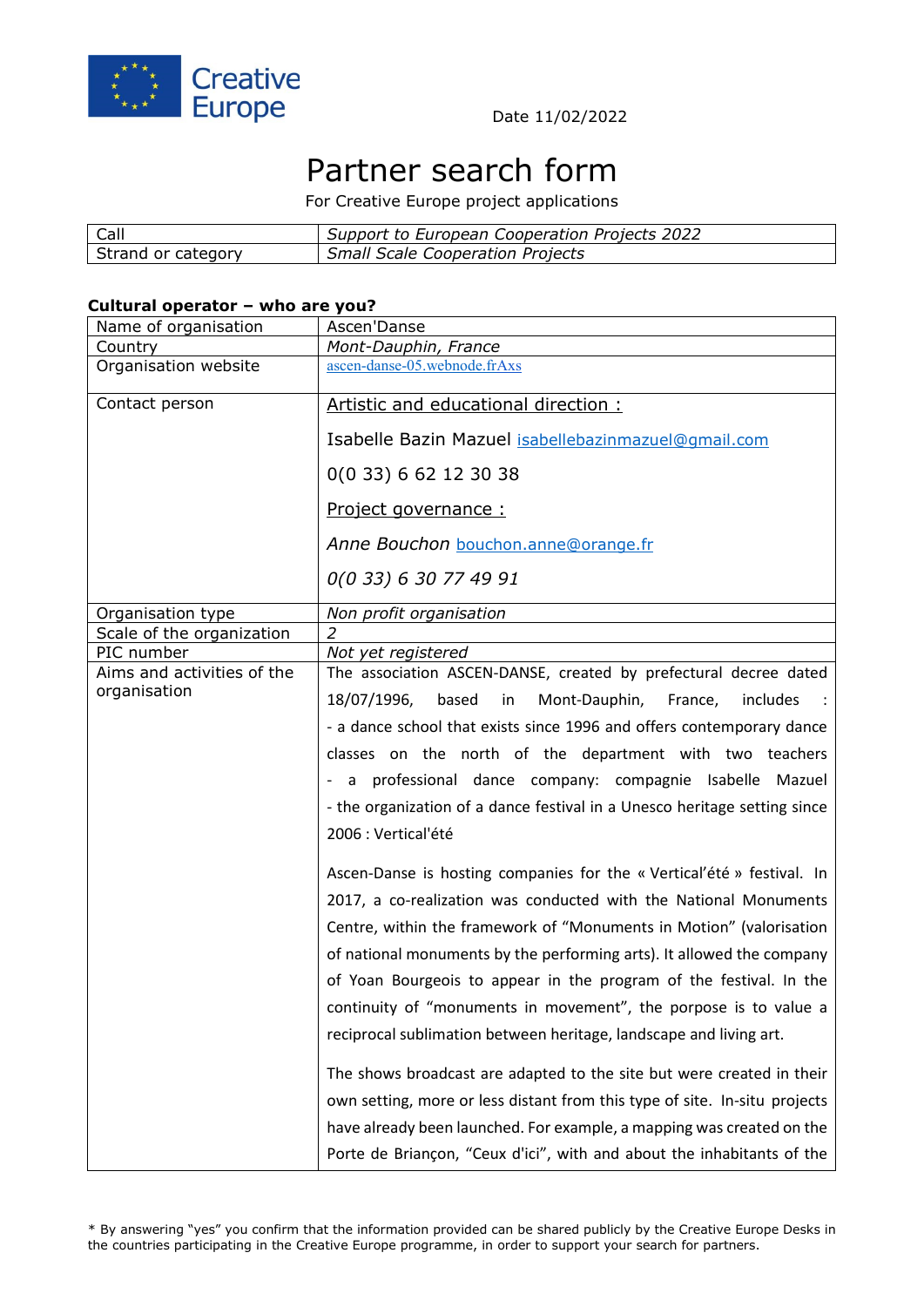Creative Europe

Date 11/02/2022

# Partner search form

For Creative Europe project applications

| Call | *Support to European Cooperation Projects 2022* |
|---|---|
| Strand or category | *Small Scale Cooperation Projects* |

**Cultural operator – who are you?**

| Name of organisation | Ascen'Danse |
|---|---|
| Country | *Mont-Dauphin, France* |
| Organisation website | ascen-danse-05.webnode.frAxs |
| Contact person | Artistic and educational direction :<br><br>Isabelle Bazin Mazuel isabellebazinmazuel@gmail.com<br><br>0(0 33) 6 62 12 30 38<br><br>Project governance :<br><br>*Anne Bouchon* bouchon.anne@orange.fr<br><br>*0(0 33) 6 30 77 49 91* |
| Organisation type | *Non profit organisation* |
| Scale of the organization | *2* |
| PIC number | *Not yet registered* |
| Aims and activities of the organisation | The association ASCEN-DANSE, created by prefectural decree dated 18/07/1996, based in Mont-Dauphin, France, includes :<br>- a dance school that exists since 1996 and offers contemporary dance classes on the north of the department with two teachers<br>- a professional dance company: compagnie Isabelle Mazuel<br>- the organization of a dance festival in a Unesco heritage setting since 2006 : Vertical'été<br><br>Ascen-Danse is hosting companies for the « Vertical'été » festival. In 2017, a co-realization was conducted with the National Monuments Centre, within the framework of "Monuments in Motion" (valorisation of national monuments by the performing arts). It allowed the company of Yoan Bourgeois to appear in the program of the festival. In the continuity of "monuments in movement", the porpose is to value a reciprocal sublimation between heritage, landscape and living art.<br><br>The shows broadcast are adapted to the site but were created in their own setting, more or less distant from this type of site. In-situ projects have already been launched. For example, a mapping was created on the Porte de Briançon, "Ceux d'ici", with and about the inhabitants of the |

* By answering "yes" you confirm that the information provided can be shared publicly by the Creative Europe Desks in the countries participating in the Creative Europe programme, in order to support your search for partners.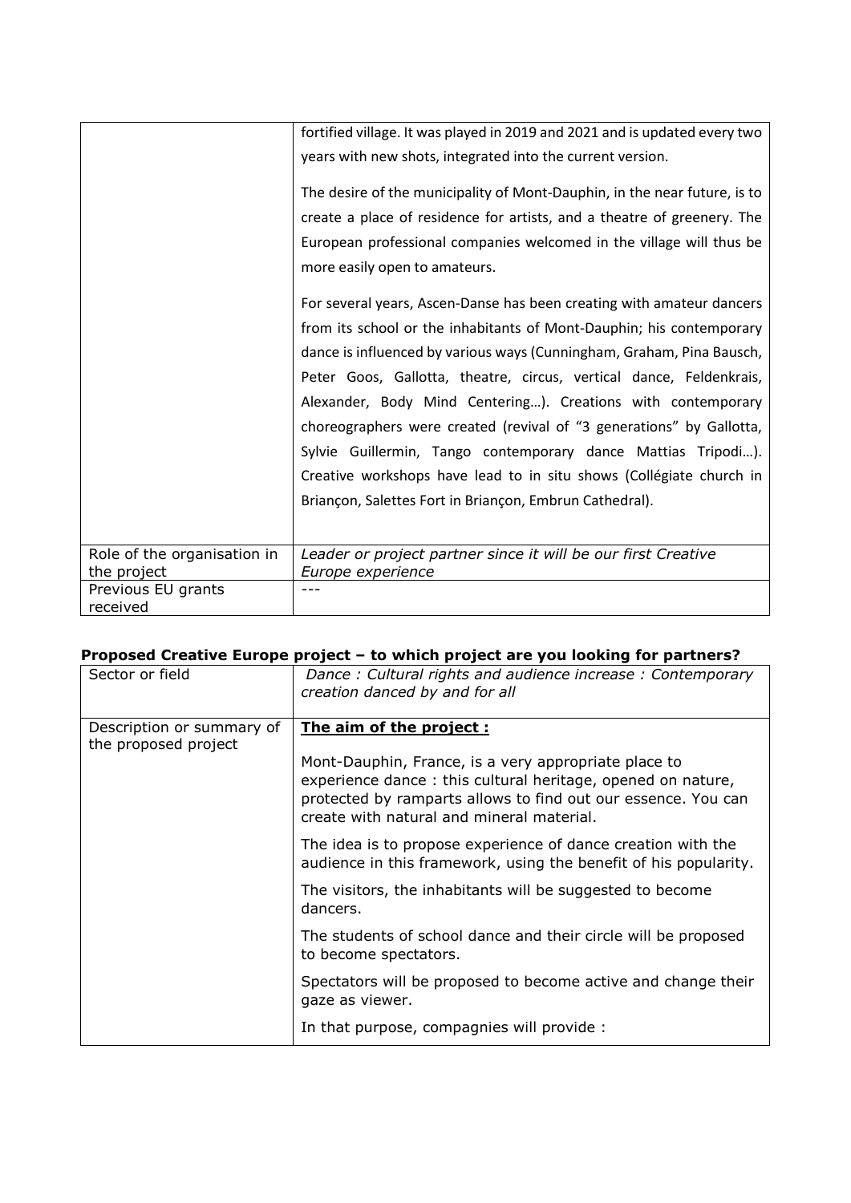| | |
|---|---|
| | fortified village. It was played in 2019 and 2021 and is updated every two years with new shots, integrated into the current version.<br><br>The desire of the municipality of Mont-Dauphin, in the near future, is to create a place of residence for artists, and a theatre of greenery. The European professional companies welcomed in the village will thus be more easily open to amateurs.<br><br>For several years, Ascen-Danse has been creating with amateur dancers from its school or the inhabitants of Mont-Dauphin; his contemporary dance is influenced by various ways (Cunningham, Graham, Pina Bausch, Peter Goos, Gallotta, theatre, circus, vertical dance, Feldenkrais, Alexander, Body Mind Centering…). Creations with contemporary choreographers were created (revival of "3 generations" by Gallotta, Sylvie Guillermin, Tango contemporary dance Mattias Tripodi…). Creative workshops have lead to in situ shows (Collégiate church in Briançon, Salettes Fort in Briançon, Embrun Cathedral). |
| Role of the organisation in the project | *Leader or project partner since it will be our first Creative Europe experience* |
| Previous EU grants received | --- |

### Proposed Creative Europe project – to which project are you looking for partners?

| | |
|---|---|
| Sector or field | *Dance : Cultural rights and audience increase : Contemporary creation danced by and for all* |
| Description or summary of the proposed project | **<u>The aim of the project :</u>**<br><br>Mont-Dauphin, France, is a very appropriate place to experience dance : this cultural heritage, opened on nature, protected by ramparts allows to find out our essence. You can create with natural and mineral material.<br><br>The idea is to propose experience of dance creation with the audience in this framework, using the benefit of his popularity.<br><br>The visitors, the inhabitants will be suggested to become dancers.<br><br>The students of school dance and their circle will be proposed to become spectators.<br><br>Spectators will be proposed to become active and change their gaze as viewer.<br><br>In that purpose, compagnies will provide : |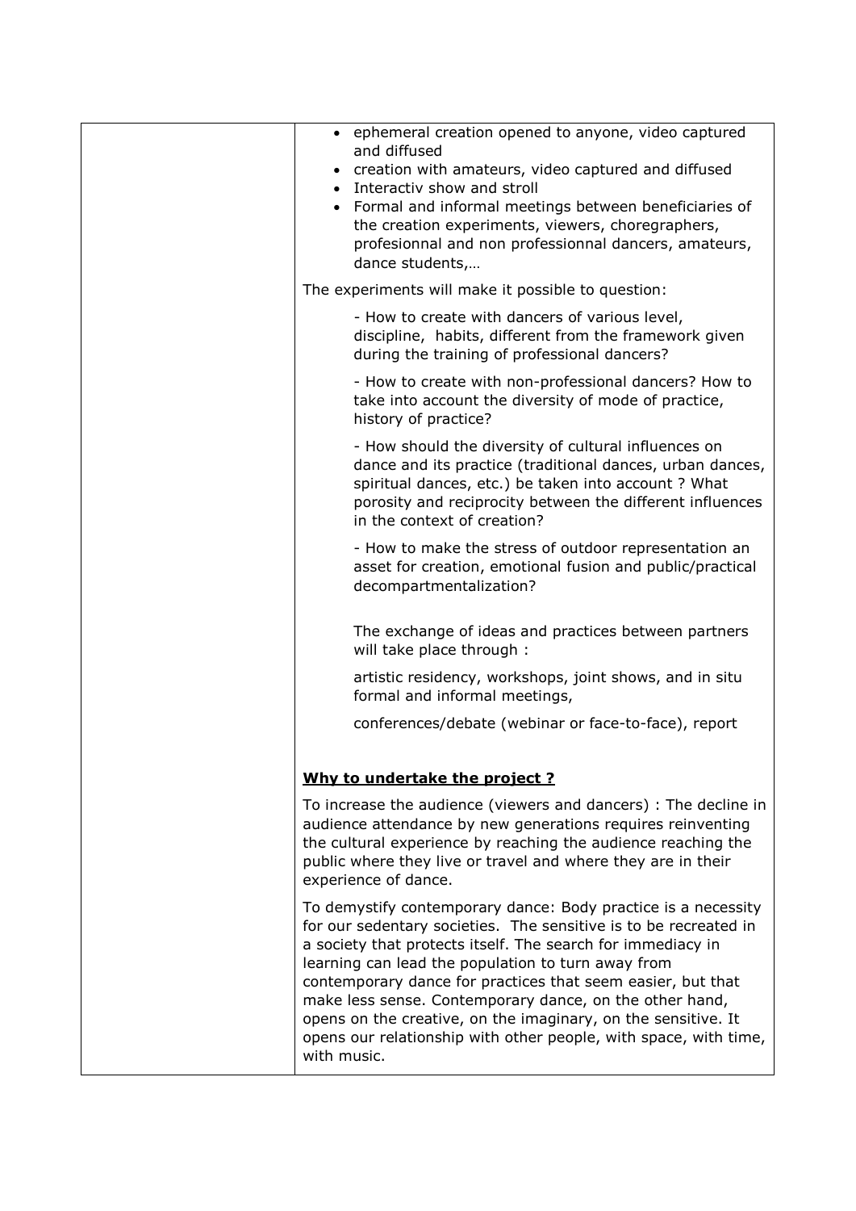- ephemeral creation opened to anyone, video captured and diffused
- creation with amateurs, video captured and diffused
- Interactiv show and stroll
- Formal and informal meetings between beneficiaries of the creation experiments, viewers, choregraphers, profesionnal and non professionnal dancers, amateurs, dance students,…

The experiments will make it possible to question:

- How to create with dancers of various level, discipline, habits, different from the framework given during the training of professional dancers?

- How to create with non-professional dancers? How to take into account the diversity of mode of practice, history of practice?

- How should the diversity of cultural influences on dance and its practice (traditional dances, urban dances, spiritual dances, etc.) be taken into account ? What porosity and reciprocity between the different influences in the context of creation?

- How to make the stress of outdoor representation an asset for creation, emotional fusion and public/practical decompartmentalization?

The exchange of ideas and practices between partners will take place through :

artistic residency, workshops, joint shows, and in situ formal and informal meetings,

conferences/debate (webinar or face-to-face), report

**Why to undertake the project ?**

To increase the audience (viewers and dancers) : The decline in audience attendance by new generations requires reinventing the cultural experience by reaching the audience reaching the public where they live or travel and where they are in their experience of dance.

To demystify contemporary dance: Body practice is a necessity for our sedentary societies. The sensitive is to be recreated in a society that protects itself. The search for immediacy in learning can lead the population to turn away from contemporary dance for practices that seem easier, but that make less sense. Contemporary dance, on the other hand, opens on the creative, on the imaginary, on the sensitive. It opens our relationship with other people, with space, with time, with music.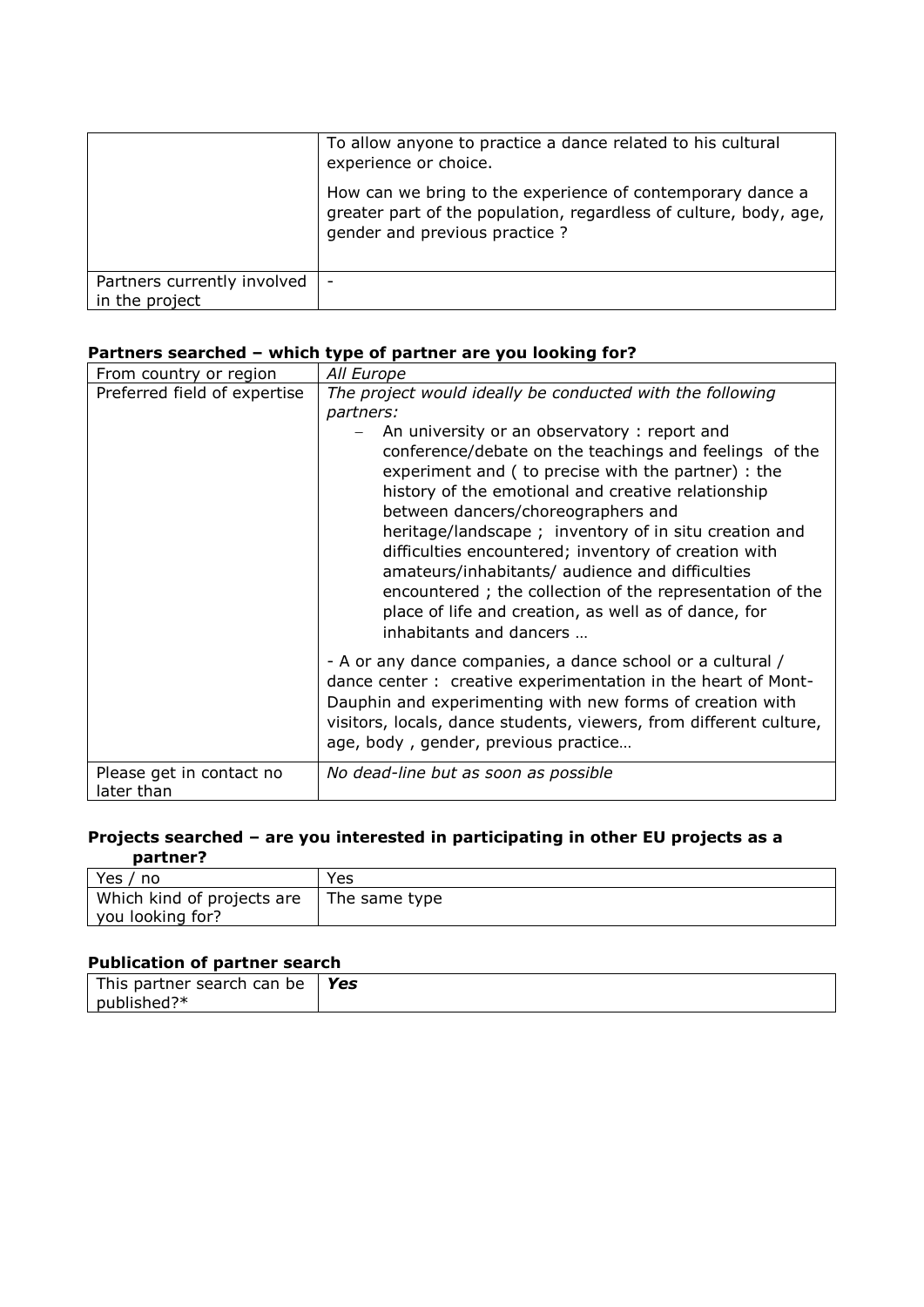| | |
|---|---|
| | To allow anyone to practice a dance related to his cultural experience or choice.<br><br>How can we bring to the experience of contemporary dance a greater part of the population, regardless of culture, body, age, gender and previous practice ? |
| Partners currently involved in the project | - |

**Partners searched – which type of partner are you looking for?**

| | |
|---|---|
| From country or region | *All Europe* |
| Preferred field of expertise | *The project would ideally be conducted with the following partners:*<br>– An university or an observatory : report and conference/debate on the teachings and feelings of the experiment and ( to precise with the partner) : the history of the emotional and creative relationship between dancers/choreographers and heritage/landscape ; inventory of in situ creation and difficulties encountered; inventory of creation with amateurs/inhabitants/ audience and difficulties encountered ; the collection of the representation of the place of life and creation, as well as of dance, for inhabitants and dancers …<br><br>- A or any dance companies, a dance school or a cultural / dance center : creative experimentation in the heart of Mont-Dauphin and experimenting with new forms of creation with visitors, locals, dance students, viewers, from different culture, age, body , gender, previous practice… |
| Please get in contact no later than | *No dead-line but as soon as possible* |

**Projects searched – are you interested in participating in other EU projects as a partner?**

| | |
|---|---|
| Yes / no | Yes |
| Which kind of projects are you looking for? | The same type |

**Publication of partner search**

| | |
|---|---|
| This partner search can be published?* | ***Yes*** |